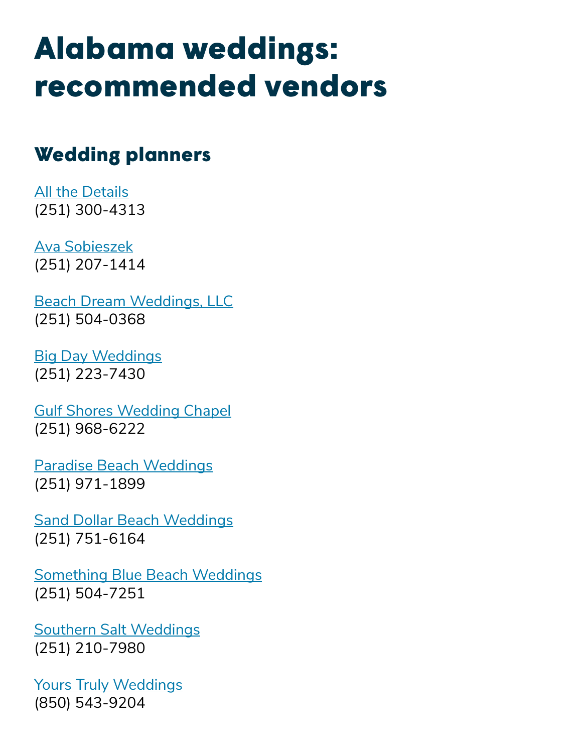# Alabama weddings: recommended vendors

## Wedding planners

All the Details
(251) 300-4313

Ava Sobieszek
(251) 207-1414

Beach Dream Weddings, LLC
(251) 504-0368

Big Day Weddings
(251) 223-7430

Gulf Shores Wedding Chapel
(251) 968-6222

Paradise Beach Weddings
(251) 971-1899

Sand Dollar Beach Weddings
(251) 751-6164

Something Blue Beach Weddings
(251) 504-7251

Southern Salt Weddings
(251) 210-7980

Yours Truly Weddings
(850) 543-9204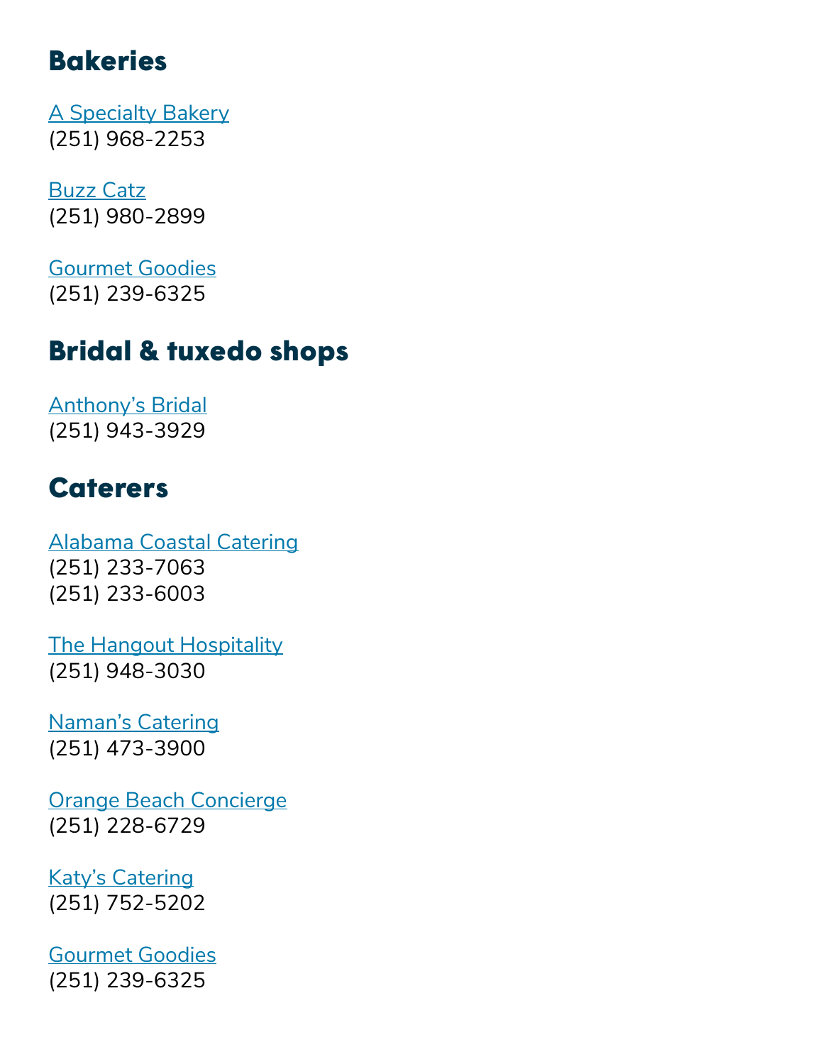## Bakeries

A Specialty Bakery
(251) 968-2253

Buzz Catz
(251) 980-2899

Gourmet Goodies
(251) 239-6325

## Bridal & tuxedo shops

Anthony's Bridal
(251) 943-3929

## Caterers

Alabama Coastal Catering
(251) 233-7063
(251) 233-6003

The Hangout Hospitality
(251) 948-3030

Naman's Catering
(251) 473-3900

Orange Beach Concierge
(251) 228-6729

Katy's Catering
(251) 752-5202

Gourmet Goodies
(251) 239-6325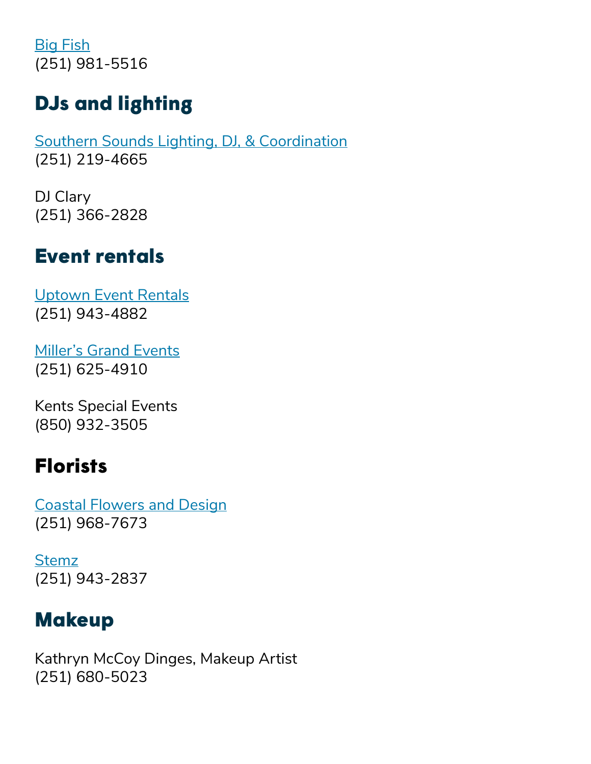Big Fish
(251) 981-5516

## DJs and lighting

Southern Sounds Lighting, DJ, & Coordination
(251) 219-4665

DJ Clary
(251) 366-2828

## Event rentals

Uptown Event Rentals
(251) 943-4882

Miller's Grand Events
(251) 625-4910

Kents Special Events
(850) 932-3505

## Florists

Coastal Flowers and Design
(251) 968-7673

Stemz
(251) 943-2837

## Makeup

Kathryn McCoy Dinges, Makeup Artist
(251) 680-5023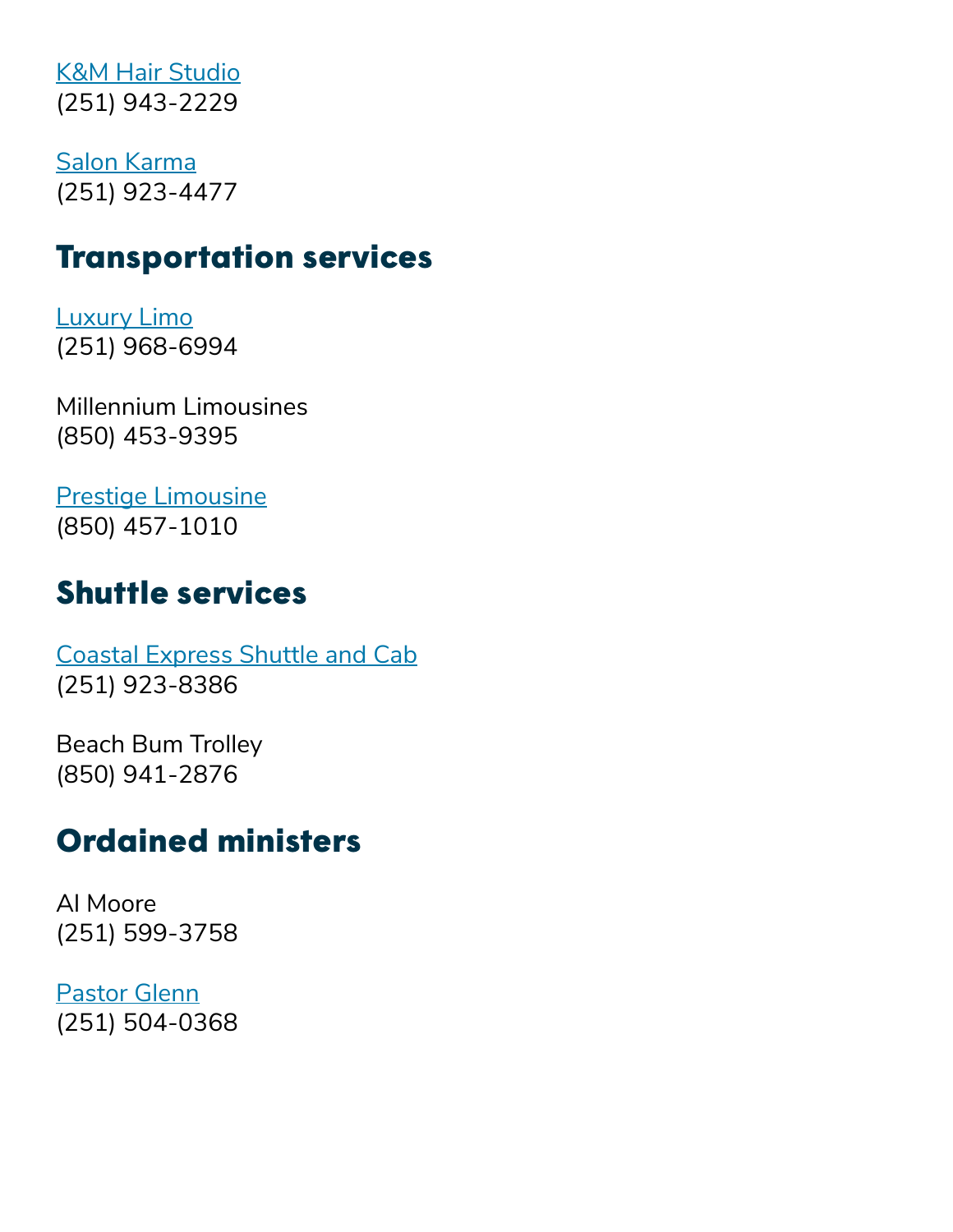K&M Hair Studio
(251) 943-2229

Salon Karma
(251) 923-4477

## Transportation services

Luxury Limo
(251) 968-6994

Millennium Limousines
(850) 453-9395

Prestige Limousine
(850) 457-1010

## Shuttle services

Coastal Express Shuttle and Cab
(251) 923-8386

Beach Bum Trolley
(850) 941-2876

## Ordained ministers

Al Moore
(251) 599-3758

Pastor Glenn
(251) 504-0368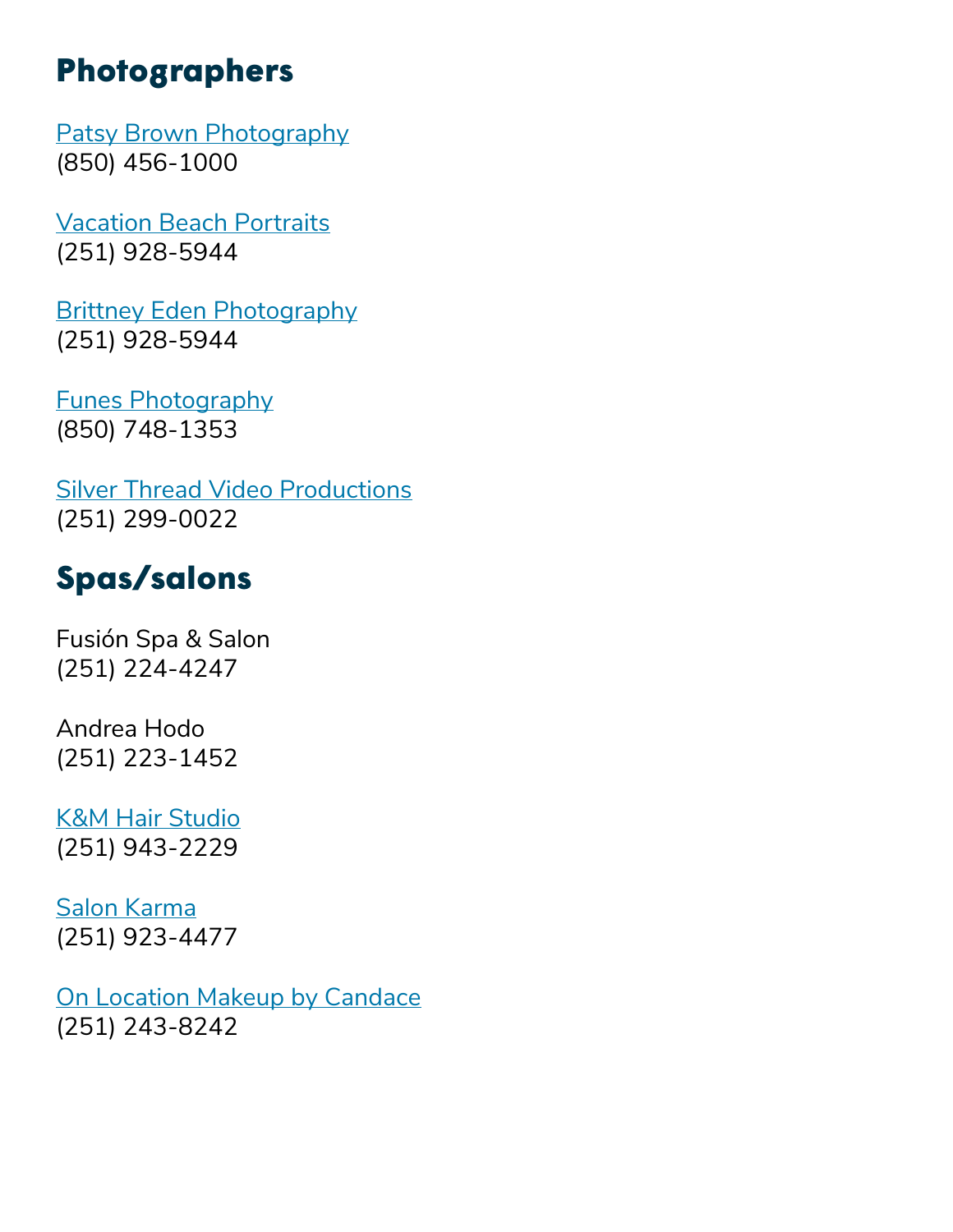## Photographers

Patsy Brown Photography
(850) 456-1000

Vacation Beach Portraits
(251) 928-5944

Brittney Eden Photography
(251) 928-5944

Funes Photography
(850) 748-1353

Silver Thread Video Productions
(251) 299-0022

## Spas/salons

Fusión Spa & Salon
(251) 224-4247

Andrea Hodo
(251) 223-1452

K&M Hair Studio
(251) 943-2229

Salon Karma
(251) 923-4477

On Location Makeup by Candace
(251) 243-8242